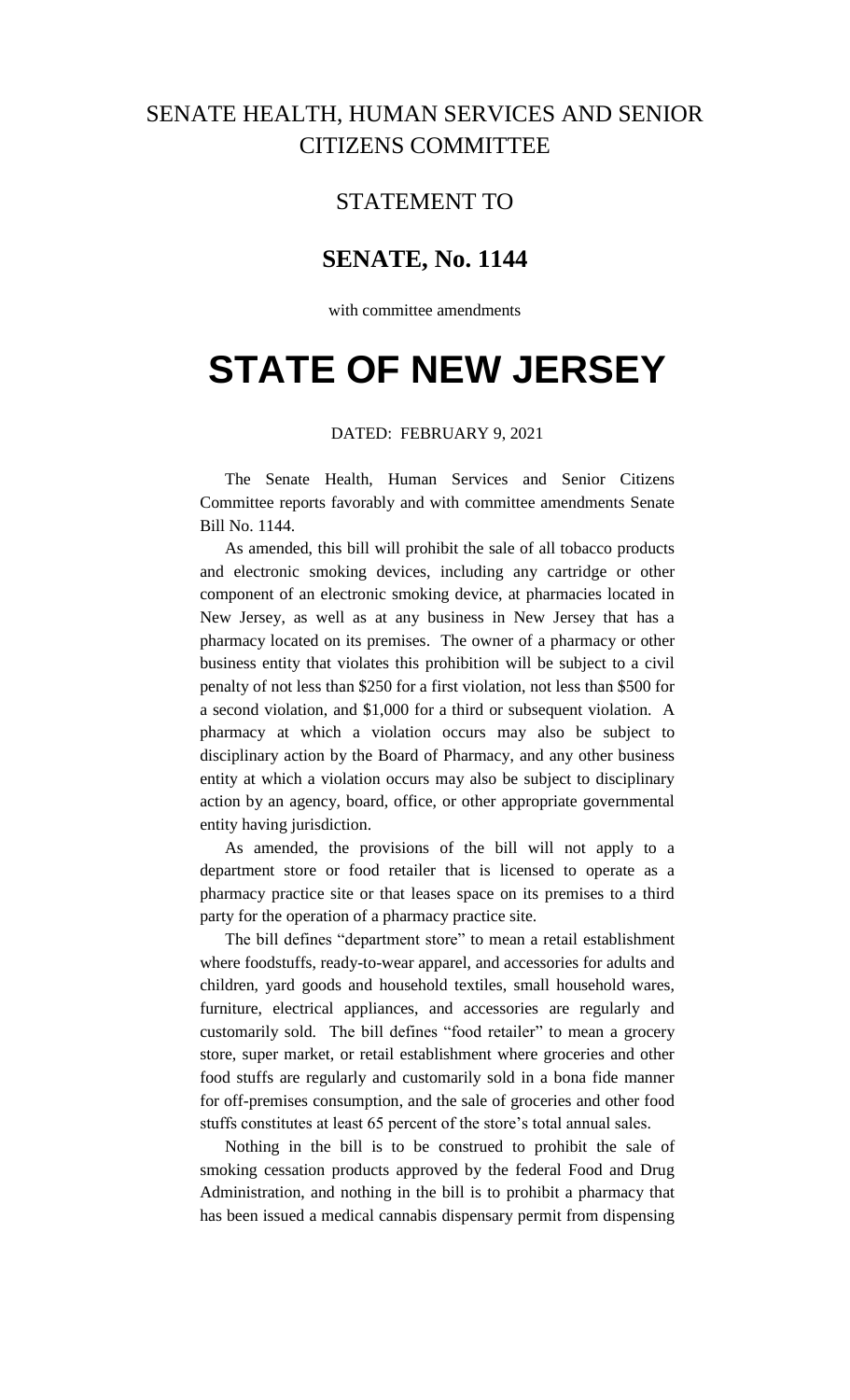# SENATE HEALTH, HUMAN SERVICES AND SENIOR CITIZENS COMMITTEE

## STATEMENT TO

## SENATE, No. 1144

with committee amendments

# STATE OF NEW JERSEY

DATED: FEBRUARY 9, 2021

The Senate Health, Human Services and Senior Citizens Committee reports favorably and with committee amendments Senate Bill No. 1144.

As amended, this bill will prohibit the sale of all tobacco products and electronic smoking devices, including any cartridge or other component of an electronic smoking device, at pharmacies located in New Jersey, as well as at any business in New Jersey that has a pharmacy located on its premises. The owner of a pharmacy or other business entity that violates this prohibition will be subject to a civil penalty of not less than $250 for a first violation, not less than $500 for a second violation, and $1,000 for a third or subsequent violation. A pharmacy at which a violation occurs may also be subject to disciplinary action by the Board of Pharmacy, and any other business entity at which a violation occurs may also be subject to disciplinary action by an agency, board, office, or other appropriate governmental entity having jurisdiction.

As amended, the provisions of the bill will not apply to a department store or food retailer that is licensed to operate as a pharmacy practice site or that leases space on its premises to a third party for the operation of a pharmacy practice site.

The bill defines "department store" to mean a retail establishment where foodstuffs, ready-to-wear apparel, and accessories for adults and children, yard goods and household textiles, small household wares, furniture, electrical appliances, and accessories are regularly and customarily sold. The bill defines "food retailer" to mean a grocery store, super market, or retail establishment where groceries and other food stuffs are regularly and customarily sold in a bona fide manner for off-premises consumption, and the sale of groceries and other food stuffs constitutes at least 65 percent of the store's total annual sales.

Nothing in the bill is to be construed to prohibit the sale of smoking cessation products approved by the federal Food and Drug Administration, and nothing in the bill is to prohibit a pharmacy that has been issued a medical cannabis dispensary permit from dispensing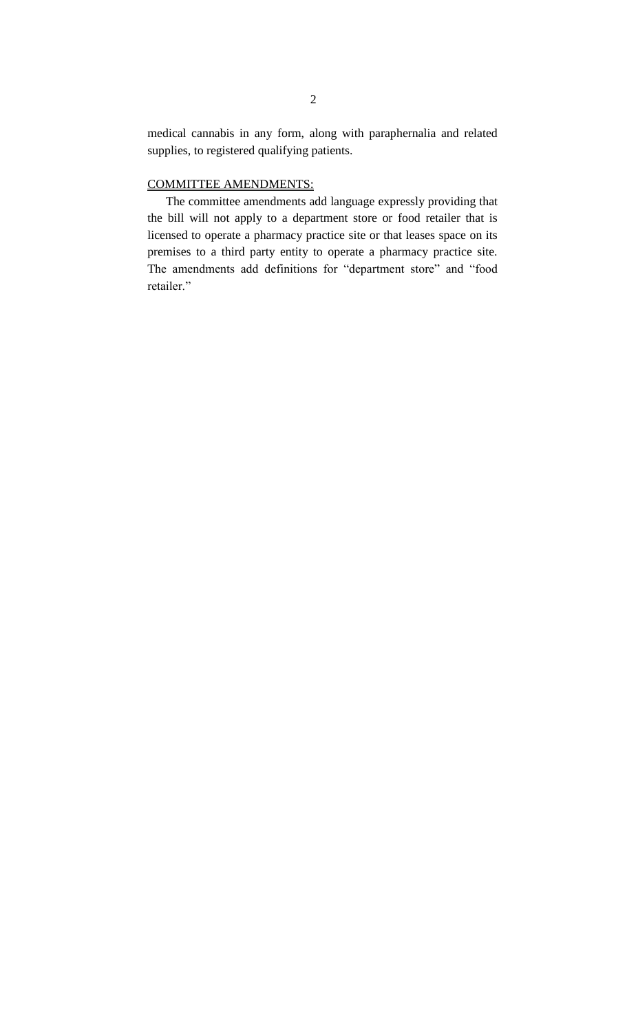medical cannabis in any form, along with paraphernalia and related supplies, to registered qualifying patients.

COMMITTEE AMENDMENTS:

The committee amendments add language expressly providing that the bill will not apply to a department store or food retailer that is licensed to operate a pharmacy practice site or that leases space on its premises to a third party entity to operate a pharmacy practice site. The amendments add definitions for "department store" and "food retailer."